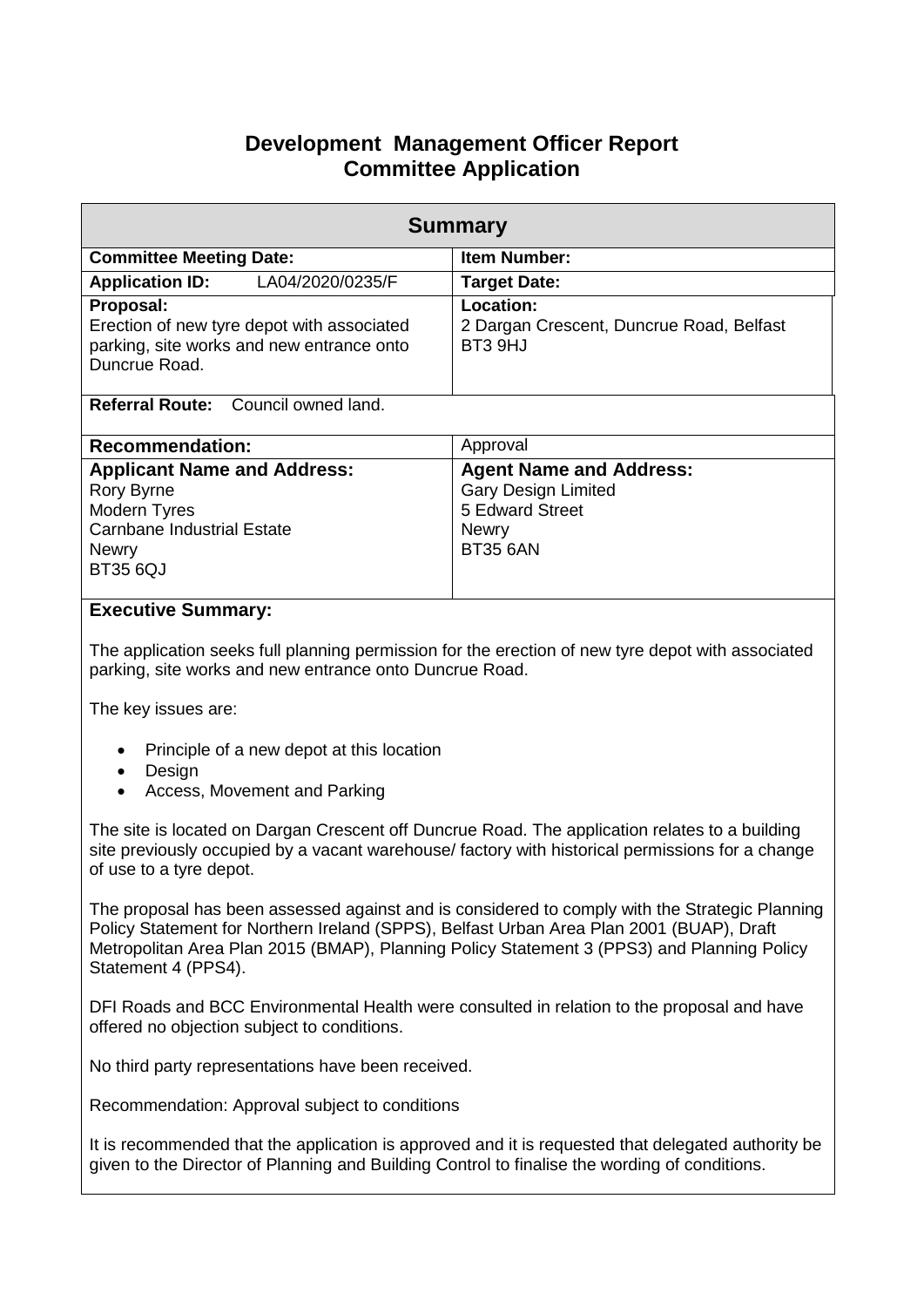# Development Management Officer Report
# Committee Application

| Summary | |
|---|---|
| **Committee Meeting Date:** | **Item Number:** |
| **Application ID:** LA04/2020/0235/F | **Target Date:** |
| **Proposal:** Erection of new tyre depot with associated parking, site works and new entrance onto Duncrue Road. | **Location:** 2 Dargan Crescent, Duncrue Road, Belfast BT3 9HJ |
| **Referral Route:** Council owned land. | |
| **Recommendation:** | Approval |
| **Applicant Name and Address:** Rory Byrne Modern Tyres Carnbane Industrial Estate Newry BT35 6QJ | **Agent Name and Address:** Gary Design Limited 5 Edward Street Newry BT35 6AN |

**Executive Summary:**

The application seeks full planning permission for the erection of new tyre depot with associated parking, site works and new entrance onto Duncrue Road.

The key issues are:

- Principle of a new depot at this location
- Design
- Access, Movement and Parking

The site is located on Dargan Crescent off Duncrue Road. The application relates to a building site previously occupied by a vacant warehouse/ factory with historical permissions for a change of use to a tyre depot.

The proposal has been assessed against and is considered to comply with the Strategic Planning Policy Statement for Northern Ireland (SPPS), Belfast Urban Area Plan 2001 (BUAP), Draft Metropolitan Area Plan 2015 (BMAP), Planning Policy Statement 3 (PPS3) and Planning Policy Statement 4 (PPS4).

DFI Roads and BCC Environmental Health were consulted in relation to the proposal and have offered no objection subject to conditions.

No third party representations have been received.

Recommendation: Approval subject to conditions

It is recommended that the application is approved and it is requested that delegated authority be given to the Director of Planning and Building Control to finalise the wording of conditions.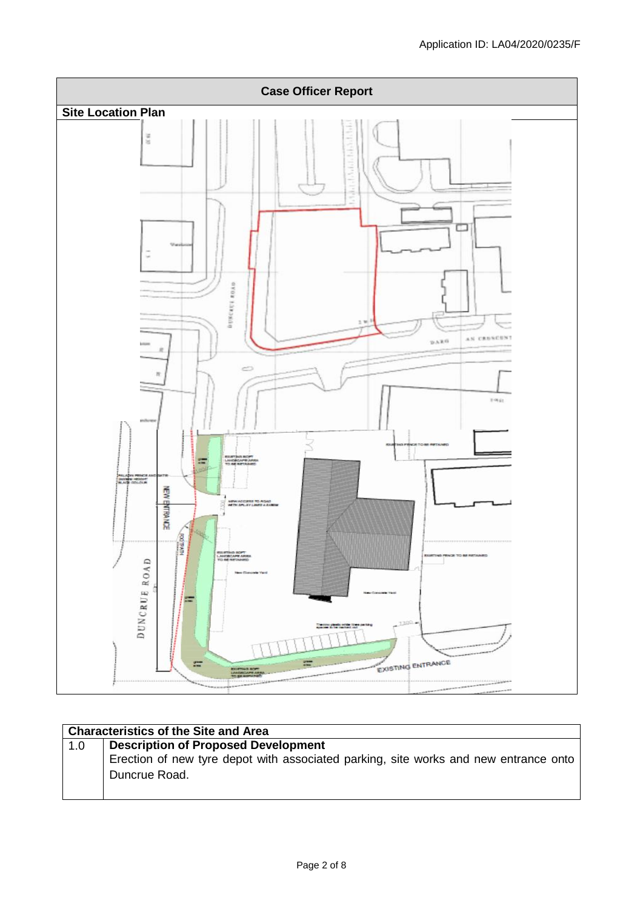## Case Officer Report

**Site Location Plan**

DUNCRUE ROAD

DARGAN CRESCENT

NEW ENTRANCE

EXISTING ENTRANCE

| **Characteristics of the Site and Area** | |
|---|---|
| 1.0 | **Description of Proposed Development**<br>Erection of new tyre depot with associated parking, site works and new entrance onto Duncrue Road. |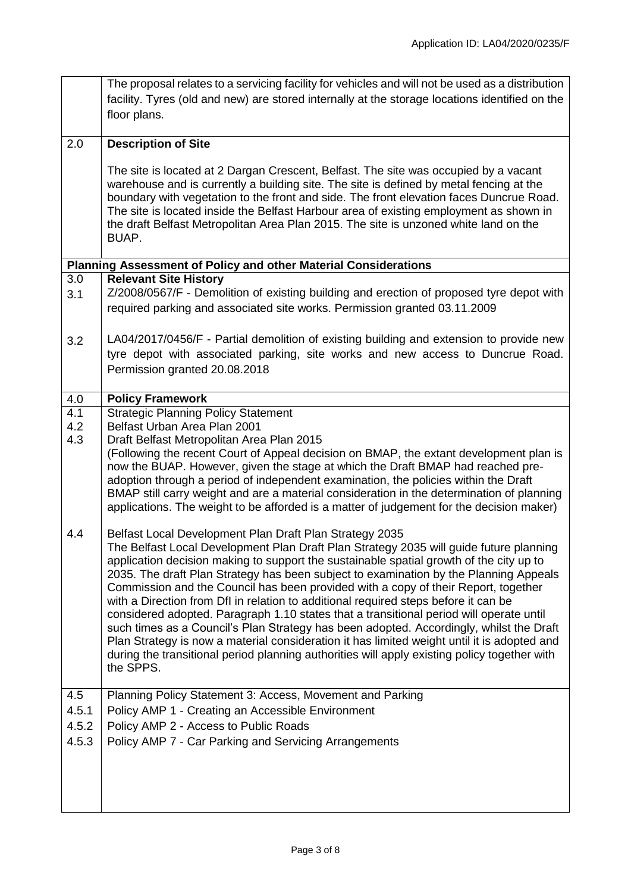| | |
|---|---|
| | The proposal relates to a servicing facility for vehicles and will not be used as a distribution facility. Tyres (old and new) are stored internally at the storage locations identified on the floor plans. |
| 2.0 | **Description of Site**<br><br>The site is located at 2 Dargan Crescent, Belfast. The site was occupied by a vacant warehouse and is currently a building site. The site is defined by metal fencing at the boundary with vegetation to the front and side. The front elevation faces Duncrue Road. The site is located inside the Belfast Harbour area of existing employment as shown in the draft Belfast Metropolitan Area Plan 2015. The site is unzoned white land on the BUAP. |
| **Planning Assessment of Policy and other Material Considerations** | |
| 3.0<br>3.1 | **Relevant Site History**<br>Z/2008/0567/F - Demolition of existing building and erection of proposed tyre depot with required parking and associated site works. Permission granted 03.11.2009 |
| 3.2 | LA04/2017/0456/F - Partial demolition of existing building and extension to provide new tyre depot with associated parking, site works and new access to Duncrue Road. Permission granted 20.08.2018 |
| 4.0 | **Policy Framework** |
| 4.1<br>4.2<br>4.3 | Strategic Planning Policy Statement<br>Belfast Urban Area Plan 2001<br>Draft Belfast Metropolitan Area Plan 2015<br>(Following the recent Court of Appeal decision on BMAP, the extant development plan is now the BUAP. However, given the stage at which the Draft BMAP had reached pre-adoption through a period of independent examination, the policies within the Draft BMAP still carry weight and are a material consideration in the determination of planning applications. The weight to be afforded is a matter of judgement for the decision maker) |
| 4.4 | Belfast Local Development Plan Draft Plan Strategy 2035<br>The Belfast Local Development Plan Draft Plan Strategy 2035 will guide future planning application decision making to support the sustainable spatial growth of the city up to 2035. The draft Plan Strategy has been subject to examination by the Planning Appeals Commission and the Council has been provided with a copy of their Report, together with a Direction from DfI in relation to additional required steps before it can be considered adopted. Paragraph 1.10 states that a transitional period will operate until such times as a Council's Plan Strategy has been adopted. Accordingly, whilst the Draft Plan Strategy is now a material consideration it has limited weight until it is adopted and during the transitional period planning authorities will apply existing policy together with the SPPS. |
| 4.5<br>4.5.1<br>4.5.2<br>4.5.3 | Planning Policy Statement 3: Access, Movement and Parking<br>Policy AMP 1 - Creating an Accessible Environment<br>Policy AMP 2 - Access to Public Roads<br>Policy AMP 7 - Car Parking and Servicing Arrangements |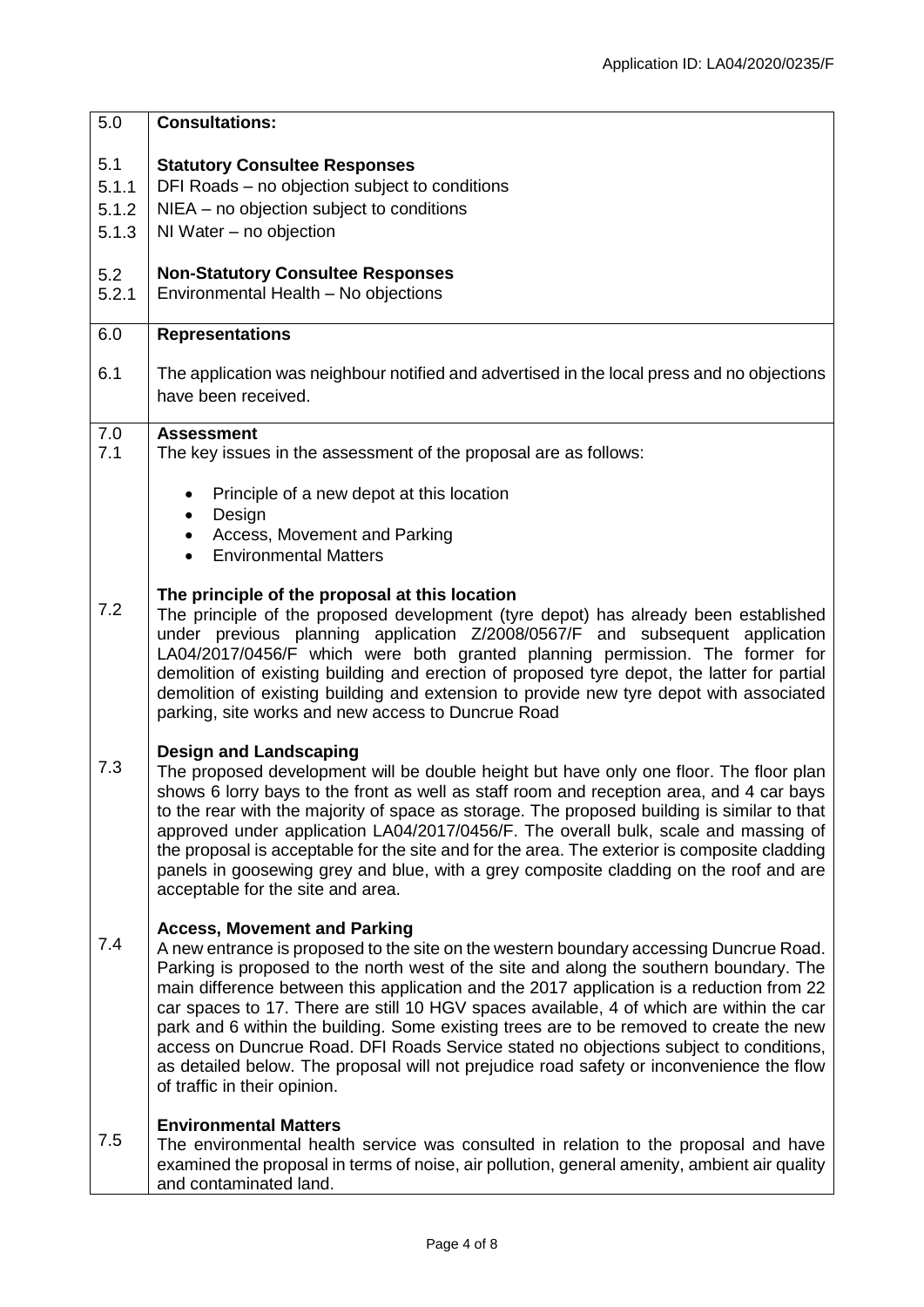| | |
|---|---|
| 5.0 | **Consultations:** |
| 5.1 | **Statutory Consultee Responses** |
| 5.1.1 | DFI Roads – no objection subject to conditions |
| 5.1.2 | NIEA – no objection subject to conditions |
| 5.1.3 | NI Water – no objection |
| 5.2 | **Non-Statutory Consultee Responses** |
| 5.2.1 | Environmental Health – No objections |
| 6.0 | **Representations** |
| 6.1 | The application was neighbour notified and advertised in the local press and no objections have been received. |
| 7.0 | **Assessment** |
| 7.1 | The key issues in the assessment of the proposal are as follows:<br>• Principle of a new depot at this location<br>• Design<br>• Access, Movement and Parking<br>• Environmental Matters |
| 7.2 | **The principle of the proposal at this location**<br>The principle of the proposed development (tyre depot) has already been established under previous planning application Z/2008/0567/F and subsequent application LA04/2017/0456/F which were both granted planning permission. The former for demolition of existing building and erection of proposed tyre depot, the latter for partial demolition of existing building and extension to provide new tyre depot with associated parking, site works and new access to Duncrue Road |
| 7.3 | **Design and Landscaping**<br>The proposed development will be double height but have only one floor. The floor plan shows 6 lorry bays to the front as well as staff room and reception area, and 4 car bays to the rear with the majority of space as storage. The proposed building is similar to that approved under application LA04/2017/0456/F. The overall bulk, scale and massing of the proposal is acceptable for the site and for the area. The exterior is composite cladding panels in goosewing grey and blue, with a grey composite cladding on the roof and are acceptable for the site and area. |
| 7.4 | **Access, Movement and Parking**<br>A new entrance is proposed to the site on the western boundary accessing Duncrue Road. Parking is proposed to the north west of the site and along the southern boundary. The main difference between this application and the 2017 application is a reduction from 22 car spaces to 17. There are still 10 HGV spaces available, 4 of which are within the car park and 6 within the building. Some existing trees are to be removed to create the new access on Duncrue Road. DFI Roads Service stated no objections subject to conditions, as detailed below. The proposal will not prejudice road safety or inconvenience the flow of traffic in their opinion. |
| 7.5 | **Environmental Matters**<br>The environmental health service was consulted in relation to the proposal and have examined the proposal in terms of noise, air pollution, general amenity, ambient air quality and contaminated land. |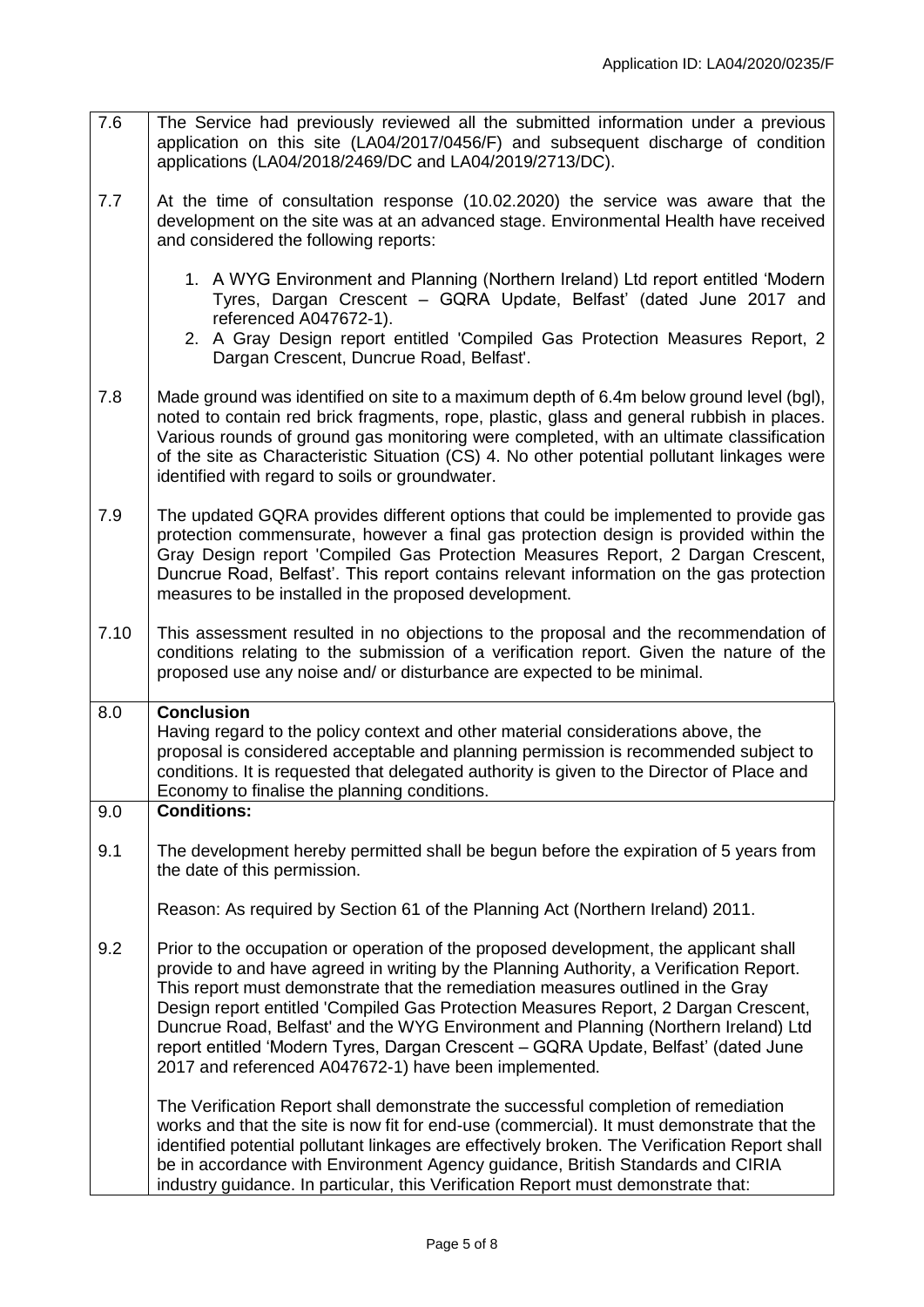| | |
|---|---|
| 7.6 | The Service had previously reviewed all the submitted information under a previous application on this site (LA04/2017/0456/F) and subsequent discharge of condition applications (LA04/2018/2469/DC and LA04/2019/2713/DC). |
| 7.7 | At the time of consultation response (10.02.2020) the service was aware that the development on the site was at an advanced stage. Environmental Health have received and considered the following reports:<br><br>1. A WYG Environment and Planning (Northern Ireland) Ltd report entitled 'Modern Tyres, Dargan Crescent – GQRA Update, Belfast' (dated June 2017 and referenced A047672-1).<br>2. A Gray Design report entitled 'Compiled Gas Protection Measures Report, 2 Dargan Crescent, Duncrue Road, Belfast'. |
| 7.8 | Made ground was identified on site to a maximum depth of 6.4m below ground level (bgl), noted to contain red brick fragments, rope, plastic, glass and general rubbish in places. Various rounds of ground gas monitoring were completed, with an ultimate classification of the site as Characteristic Situation (CS) 4. No other potential pollutant linkages were identified with regard to soils or groundwater. |
| 7.9 | The updated GQRA provides different options that could be implemented to provide gas protection commensurate, however a final gas protection design is provided within the Gray Design report 'Compiled Gas Protection Measures Report, 2 Dargan Crescent, Duncrue Road, Belfast'. This report contains relevant information on the gas protection measures to be installed in the proposed development. |
| 7.10 | This assessment resulted in no objections to the proposal and the recommendation of conditions relating to the submission of a verification report. Given the nature of the proposed use any noise and/ or disturbance are expected to be minimal. |
| 8.0 | **Conclusion**<br>Having regard to the policy context and other material considerations above, the proposal is considered acceptable and planning permission is recommended subject to conditions. It is requested that delegated authority is given to the Director of Place and Economy to finalise the planning conditions. |
| 9.0 | **Conditions:** |
| 9.1 | The development hereby permitted shall be begun before the expiration of 5 years from the date of this permission.<br><br>Reason: As required by Section 61 of the Planning Act (Northern Ireland) 2011. |
| 9.2 | Prior to the occupation or operation of the proposed development, the applicant shall provide to and have agreed in writing by the Planning Authority, a Verification Report. This report must demonstrate that the remediation measures outlined in the Gray Design report entitled 'Compiled Gas Protection Measures Report, 2 Dargan Crescent, Duncrue Road, Belfast' and the WYG Environment and Planning (Northern Ireland) Ltd report entitled 'Modern Tyres, Dargan Crescent – GQRA Update, Belfast' (dated June 2017 and referenced A047672-1) have been implemented.<br><br>The Verification Report shall demonstrate the successful completion of remediation works and that the site is now fit for end-use (commercial). It must demonstrate that the identified potential pollutant linkages are effectively broken. The Verification Report shall be in accordance with Environment Agency guidance, British Standards and CIRIA industry guidance. In particular, this Verification Report must demonstrate that: |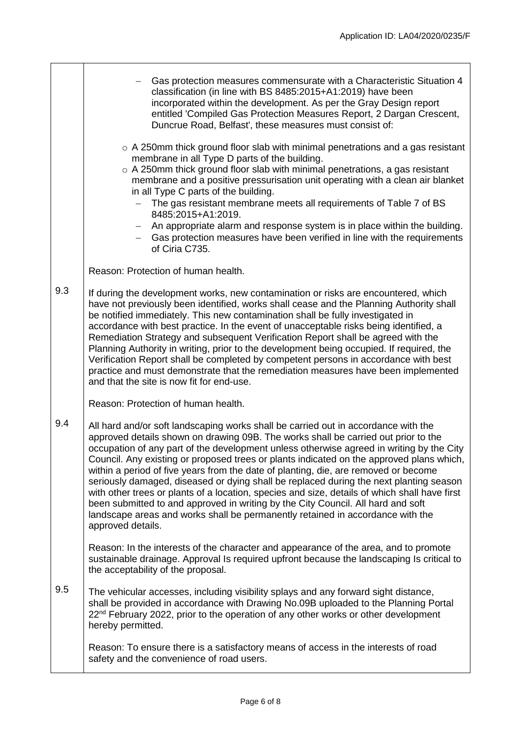- Gas protection measures commensurate with a Characteristic Situation 4 classification (in line with BS 8485:2015+A1:2019) have been incorporated within the development. As per the Gray Design report entitled 'Compiled Gas Protection Measures Report, 2 Dargan Crescent, Duncrue Road, Belfast', these measures must consist of:

  - A 250mm thick ground floor slab with minimal penetrations and a gas resistant membrane in all Type D parts of the building.
  - A 250mm thick ground floor slab with minimal penetrations, a gas resistant membrane and a positive pressurisation unit operating with a clean air blanket in all Type C parts of the building.

- The gas resistant membrane meets all requirements of Table 7 of BS 8485:2015+A1:2019.
- An appropriate alarm and response system is in place within the building.
- Gas protection measures have been verified in line with the requirements of Ciria C735.

Reason: Protection of human health.

9.3 If during the development works, new contamination or risks are encountered, which have not previously been identified, works shall cease and the Planning Authority shall be notified immediately. This new contamination shall be fully investigated in accordance with best practice. In the event of unacceptable risks being identified, a Remediation Strategy and subsequent Verification Report shall be agreed with the Planning Authority in writing, prior to the development being occupied. If required, the Verification Report shall be completed by competent persons in accordance with best practice and must demonstrate that the remediation measures have been implemented and that the site is now fit for end-use.

Reason: Protection of human health.

9.4 All hard and/or soft landscaping works shall be carried out in accordance with the approved details shown on drawing 09B. The works shall be carried out prior to the occupation of any part of the development unless otherwise agreed in writing by the City Council. Any existing or proposed trees or plants indicated on the approved plans which, within a period of five years from the date of planting, die, are removed or become seriously damaged, diseased or dying shall be replaced during the next planting season with other trees or plants of a location, species and size, details of which shall have first been submitted to and approved in writing by the City Council. All hard and soft landscape areas and works shall be permanently retained in accordance with the approved details.

Reason: In the interests of the character and appearance of the area, and to promote sustainable drainage. Approval Is required upfront because the landscaping Is critical to the acceptability of the proposal.

9.5 The vehicular accesses, including visibility splays and any forward sight distance, shall be provided in accordance with Drawing No.09B uploaded to the Planning Portal 22nd February 2022, prior to the operation of any other works or other development hereby permitted.

Reason: To ensure there is a satisfactory means of access in the interests of road safety and the convenience of road users.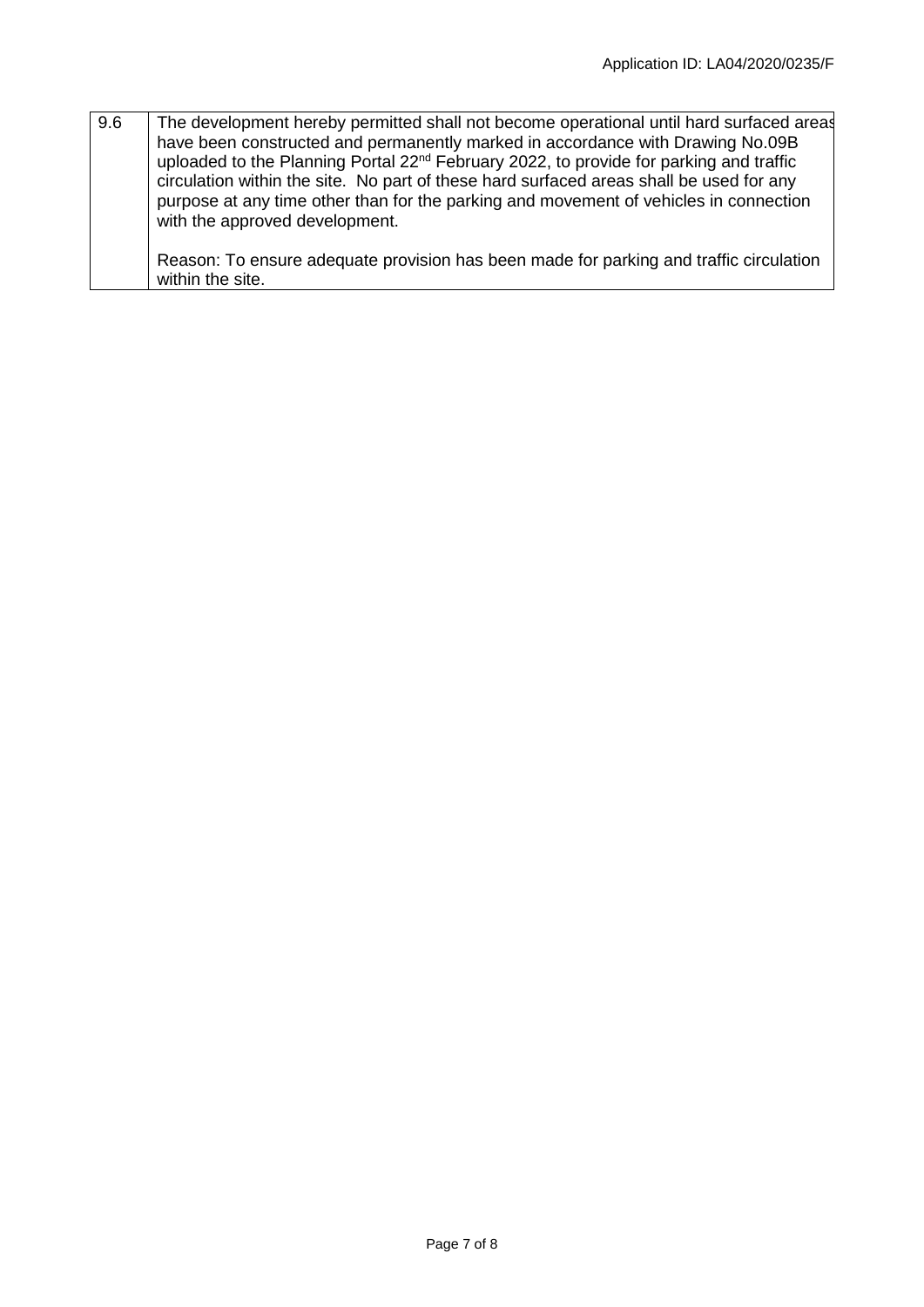| | |
|---|---|
| 9.6 | The development hereby permitted shall not become operational until hard surfaced areas have been constructed and permanently marked in accordance with Drawing No.09B uploaded to the Planning Portal 22nd February 2022, to provide for parking and traffic circulation within the site. No part of these hard surfaced areas shall be used for any purpose at any time other than for the parking and movement of vehicles in connection with the approved development.<br><br>Reason: To ensure adequate provision has been made for parking and traffic circulation within the site. |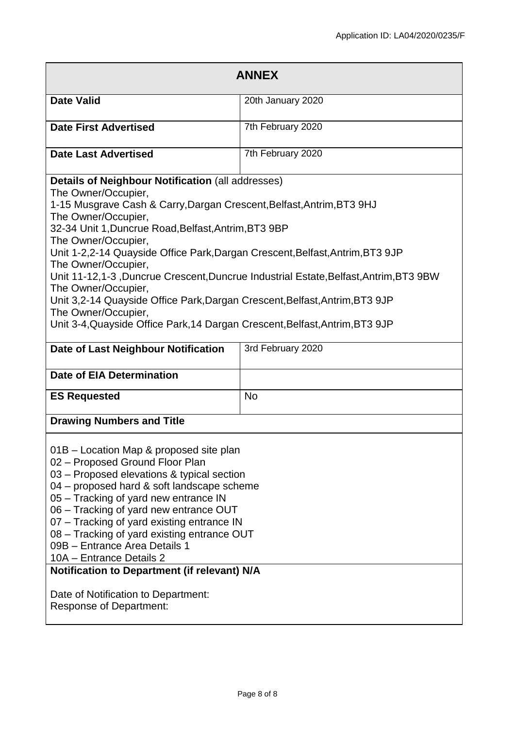## ANNEX

| | |
|---|---|
| **Date Valid** | 20th January 2020 |
| **Date First Advertised** | 7th February 2020 |
| **Date Last Advertised** | 7th February 2020 |

**Details of Neighbour Notification** (all addresses)
The Owner/Occupier,
1-15 Musgrave Cash & Carry,Dargan Crescent,Belfast,Antrim,BT3 9HJ
The Owner/Occupier,
32-34 Unit 1,Duncrue Road,Belfast,Antrim,BT3 9BP
The Owner/Occupier,
Unit 1-2,2-14 Quayside Office Park,Dargan Crescent,Belfast,Antrim,BT3 9JP
The Owner/Occupier,
Unit 11-12,1-3 ,Duncrue Crescent,Duncrue Industrial Estate,Belfast,Antrim,BT3 9BW
The Owner/Occupier,
Unit 3,2-14 Quayside Office Park,Dargan Crescent,Belfast,Antrim,BT3 9JP
The Owner/Occupier,
Unit 3-4,Quayside Office Park,14 Dargan Crescent,Belfast,Antrim,BT3 9JP

| | |
|---|---|
| **Date of Last Neighbour Notification** | 3rd February 2020 |
| **Date of EIA Determination** | |
| **ES Requested** | No |

**Drawing Numbers and Title**

01B – Location Map & proposed site plan
02 – Proposed Ground Floor Plan
03 – Proposed elevations & typical section
04 – proposed hard & soft landscape scheme
05 – Tracking of yard new entrance IN
06 – Tracking of yard new entrance OUT
07 – Tracking of yard existing entrance IN
08 – Tracking of yard existing entrance OUT
09B – Entrance Area Details 1
10A – Entrance Details 2

**Notification to Department (if relevant) N/A**

Date of Notification to Department:
Response of Department: